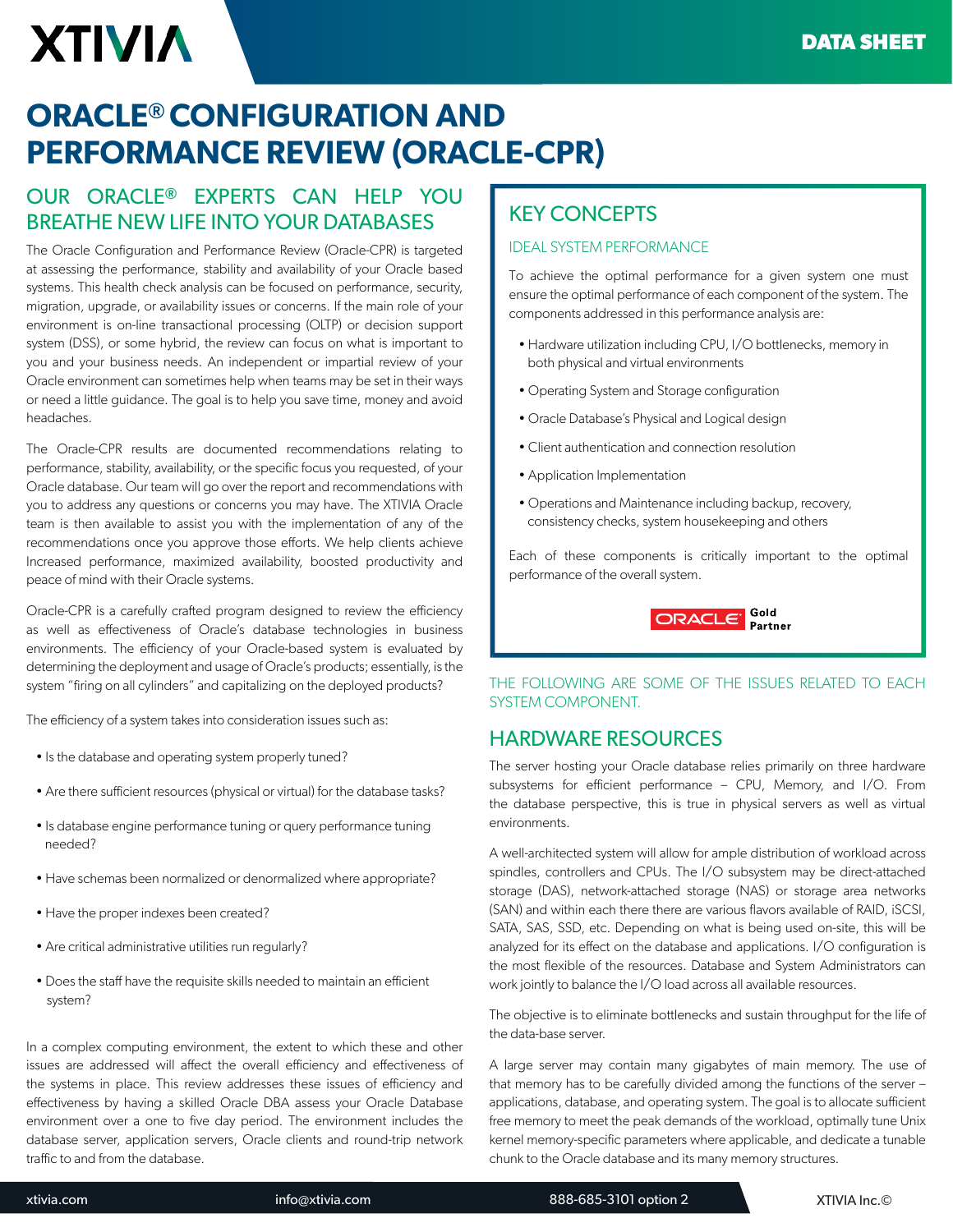# ORACLE® CONFIGURATION AND PERFORMANCE REVIEW (ORACLE-CPR)

## OUR ORACLE® EXPERTS CAN HELP YOU BREATHE NEW LIFE INTO YOUR DATABASES

The Oracle Configuration and Performance Review (Oracle-CPR) is targeted at assessing the performance, stability and availability of your Oracle based systems. This health check analysis can be focused on performance, security, migration, upgrade, or availability issues or concerns. If the main role of your environment is on-line transactional processing (OLTP) or decision support system (DSS), or some hybrid, the review can focus on what is important to you and your business needs. An independent or impartial review of your Oracle environment can sometimes help when teams may be set in their ways or need a little guidance. The goal is to help you save time, money and avoid headaches.

The Oracle-CPR results are documented recommendations relating to performance, stability, availability, or the specific focus you requested, of your Oracle database. Our team will go over the report and recommendations with you to address any questions or concerns you may have. The XTIVIA Oracle team is then available to assist you with the implementation of any of the recommendations once you approve those efforts. We help clients achieve Increased performance, maximized availability, boosted productivity and peace of mind with their Oracle systems.

Oracle-CPR is a carefully crafted program designed to review the efficiency as well as effectiveness of Oracle's database technologies in business environments. The efficiency of your Oracle-based system is evaluated by determining the deployment and usage of Oracle's products; essentially, is the system "firing on all cylinders" and capitalizing on the deployed products?

The efficiency of a system takes into consideration issues such as:

- Is the database and operating system properly tuned?
- Are there sufficient resources (physical or virtual) for the database tasks?
- Is database engine performance tuning or query performance tuning needed?
- Have schemas been normalized or denormalized where appropriate?
- Have the proper indexes been created?
- Are critical administrative utilities run regularly?
- Does the staff have the requisite skills needed to maintain an efficient system?

In a complex computing environment, the extent to which these and other issues are addressed will affect the overall efficiency and effectiveness of the systems in place. This review addresses these issues of efficiency and effectiveness by having a skilled Oracle DBA assess your Oracle Database environment over a one to five day period. The environment includes the database server, application servers, Oracle clients and round-trip network traffic to and from the database.

## KEY CONCEPTS

### IDEAL SYSTEM PERFORMANCE

To achieve the optimal performance for a given system one must ensure the optimal performance of each component of the system. The components addressed in this performance analysis are:

- Hardware utilization including CPU, I/O bottlenecks, memory in both physical and virtual environments
- Operating System and Storage configuration
- Oracle Database's Physical and Logical design
- Client authentication and connection resolution
- Application Implementation
- Operations and Maintenance including backup, recovery, consistency checks, system housekeeping and others

Each of these components is critically important to the optimal performance of the overall system.

ORACLE Gold Partner

THE FOLLOWING ARE SOME OF THE ISSUES RELATED TO EACH SYSTEM COMPONENT.

## HARDWARE RESOURCES

The server hosting your Oracle database relies primarily on three hardware subsystems for efficient performance – CPU, Memory, and I/O. From the database perspective, this is true in physical servers as well as virtual environments.

A well-architected system will allow for ample distribution of workload across spindles, controllers and CPUs. The I/O subsystem may be direct-attached storage (DAS), network-attached storage (NAS) or storage area networks (SAN) and within each there there are various flavors available of RAID, iSCSI, SATA, SAS, SSD, etc. Depending on what is being used on-site, this will be analyzed for its effect on the database and applications. I/O configuration is the most flexible of the resources. Database and System Administrators can work jointly to balance the I/O load across all available resources.

The objective is to eliminate bottlenecks and sustain throughput for the life of the data-base server.

A large server may contain many gigabytes of main memory. The use of that memory has to be carefully divided among the functions of the server – applications, database, and operating system. The goal is to allocate sufficient free memory to meet the peak demands of the workload, optimally tune Unix kernel memory-specific parameters where applicable, and dedicate a tunable chunk to the Oracle database and its many memory structures.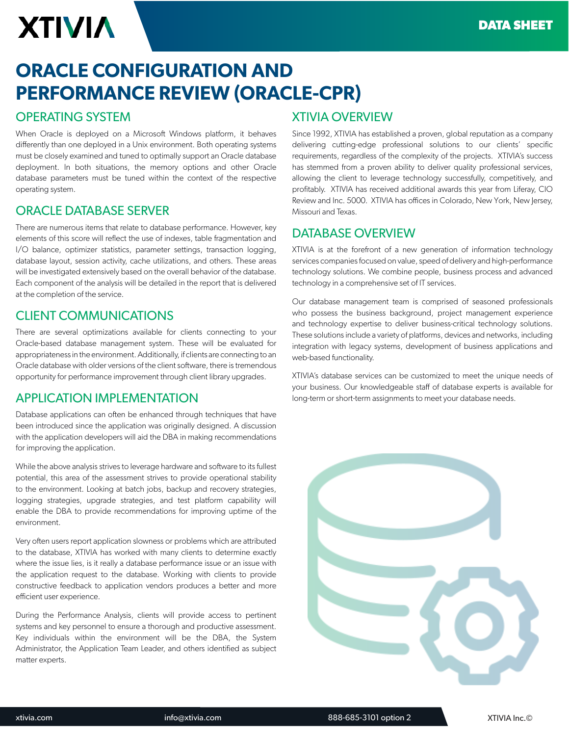XTIVIA

DATA SHEET

# ORACLE CONFIGURATION AND PERFORMANCE REVIEW (ORACLE-CPR)

## OPERATING SYSTEM

When Oracle is deployed on a Microsoft Windows platform, it behaves differently than one deployed in a Unix environment. Both operating systems must be closely examined and tuned to optimally support an Oracle database deployment. In both situations, the memory options and other Oracle database parameters must be tuned within the context of the respective operating system.

## ORACLE DATABASE SERVER

There are numerous items that relate to database performance. However, key elements of this score will reflect the use of indexes, table fragmentation and I/O balance, optimizer statistics, parameter settings, transaction logging, database layout, session activity, cache utilizations, and others. These areas will be investigated extensively based on the overall behavior of the database. Each component of the analysis will be detailed in the report that is delivered at the completion of the service.

## CLIENT COMMUNICATIONS

There are several optimizations available for clients connecting to your Oracle-based database management system. These will be evaluated for appropriateness in the environment. Additionally, if clients are connecting to an Oracle database with older versions of the client software, there is tremendous opportunity for performance improvement through client library upgrades.

## APPLICATION IMPLEMENTATION

Database applications can often be enhanced through techniques that have been introduced since the application was originally designed. A discussion with the application developers will aid the DBA in making recommendations for improving the application.

While the above analysis strives to leverage hardware and software to its fullest potential, this area of the assessment strives to provide operational stability to the environment. Looking at batch jobs, backup and recovery strategies, logging strategies, upgrade strategies, and test platform capability will enable the DBA to provide recommendations for improving uptime of the environment.

Very often users report application slowness or problems which are attributed to the database, XTIVIA has worked with many clients to determine exactly where the issue lies, is it really a database performance issue or an issue with the application request to the database. Working with clients to provide constructive feedback to application vendors produces a better and more efficient user experience.

During the Performance Analysis, clients will provide access to pertinent systems and key personnel to ensure a thorough and productive assessment. Key individuals within the environment will be the DBA, the System Administrator, the Application Team Leader, and others identified as subject matter experts.

## XTIVIA OVERVIEW

Since 1992, XTIVIA has established a proven, global reputation as a company delivering cutting-edge professional solutions to our clients' specific requirements, regardless of the complexity of the projects. XTIVIA's success has stemmed from a proven ability to deliver quality professional services, allowing the client to leverage technology successfully, competitively, and profitably. XTIVIA has received additional awards this year from Liferay, CIO Review and Inc. 5000. XTIVIA has offices in Colorado, New York, New Jersey, Missouri and Texas.

## DATABASE OVERVIEW

XTIVIA is at the forefront of a new generation of information technology services companies focused on value, speed of delivery and high-performance technology solutions. We combine people, business process and advanced technology in a comprehensive set of IT services.

Our database management team is comprised of seasoned professionals who possess the business background, project management experience and technology expertise to deliver business-critical technology solutions. These solutions include a variety of platforms, devices and networks, including integration with legacy systems, development of business applications and web-based functionality.

XTIVIA's database services can be customized to meet the unique needs of your business. Our knowledgeable staff of database experts is available for long-term or short-term assignments to meet your database needs.

xtivia.com | info@xtivia.com | 888-685-3101 option 2 | XTIVIA Inc.©